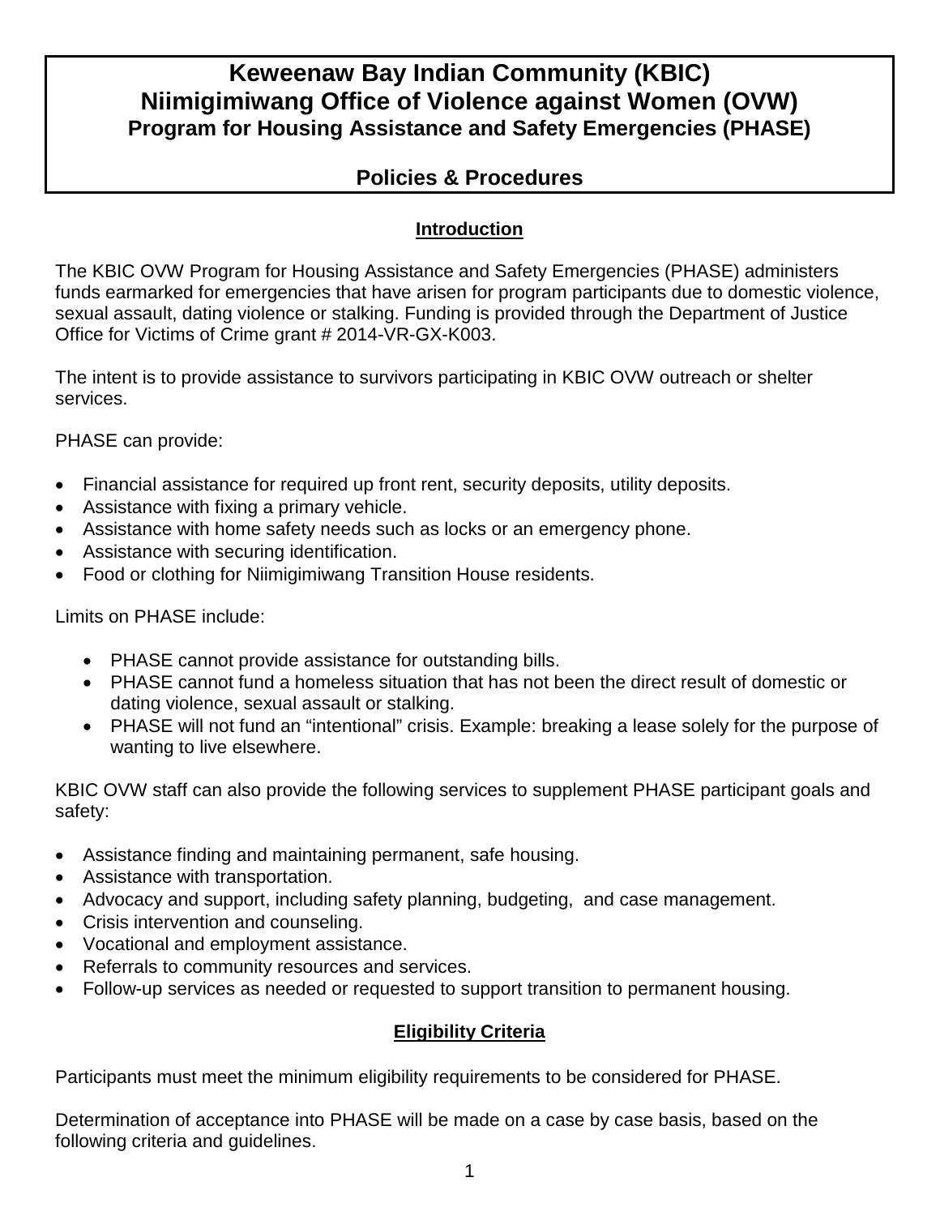# Keweenaw Bay Indian Community (KBIC)
# Niimigimiwang Office of Violence against Women (OVW)
## Program for Housing Assistance and Safety Emergencies (PHASE)

## Policies & Procedures

### Introduction

The KBIC OVW Program for Housing Assistance and Safety Emergencies (PHASE) administers funds earmarked for emergencies that have arisen for program participants due to domestic violence, sexual assault, dating violence or stalking. Funding is provided through the Department of Justice Office for Victims of Crime grant # 2014-VR-GX-K003.

The intent is to provide assistance to survivors participating in KBIC OVW outreach or shelter services.

PHASE can provide:

- Financial assistance for required up front rent, security deposits, utility deposits.
- Assistance with fixing a primary vehicle.
- Assistance with home safety needs such as locks or an emergency phone.
- Assistance with securing identification.
- Food or clothing for Niimigimiwang Transition House residents.

Limits on PHASE include:

- PHASE cannot provide assistance for outstanding bills.
- PHASE cannot fund a homeless situation that has not been the direct result of domestic or dating violence, sexual assault or stalking.
- PHASE will not fund an "intentional" crisis. Example: breaking a lease solely for the purpose of wanting to live elsewhere.

KBIC OVW staff can also provide the following services to supplement PHASE participant goals and safety:

- Assistance finding and maintaining permanent, safe housing.
- Assistance with transportation.
- Advocacy and support, including safety planning, budgeting, and case management.
- Crisis intervention and counseling.
- Vocational and employment assistance.
- Referrals to community resources and services.
- Follow-up services as needed or requested to support transition to permanent housing.

### Eligibility Criteria

Participants must meet the minimum eligibility requirements to be considered for PHASE.

Determination of acceptance into PHASE will be made on a case by case basis, based on the following criteria and guidelines.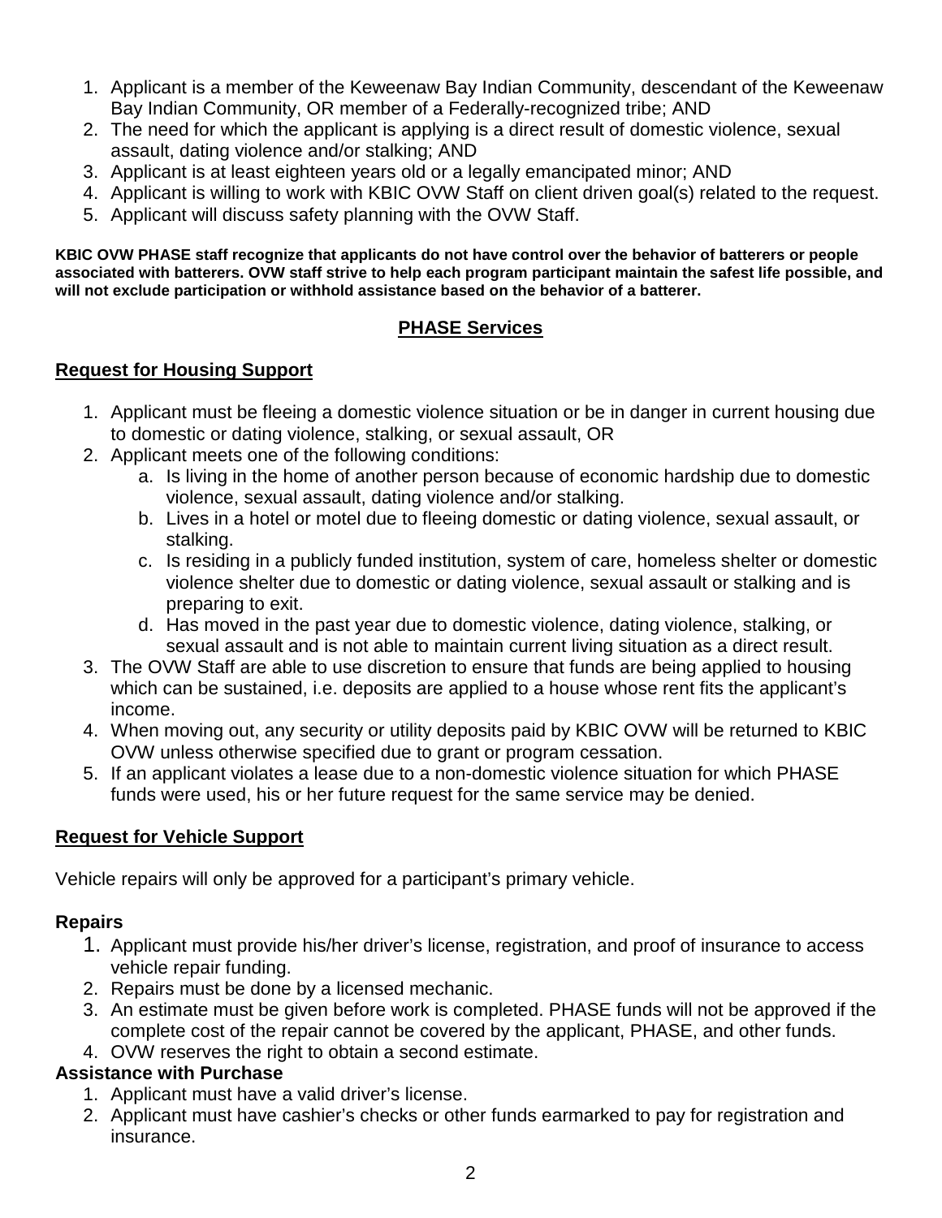1. Applicant is a member of the Keweenaw Bay Indian Community, descendant of the Keweenaw Bay Indian Community, OR member of a Federally-recognized tribe; AND
2. The need for which the applicant is applying is a direct result of domestic violence, sexual assault, dating violence and/or stalking; AND
3. Applicant is at least eighteen years old or a legally emancipated minor; AND
4. Applicant is willing to work with KBIC OVW Staff on client driven goal(s) related to the request.
5. Applicant will discuss safety planning with the OVW Staff.

**KBIC OVW PHASE staff recognize that applicants do not have control over the behavior of batterers or people associated with batterers. OVW staff strive to help each program participant maintain the safest life possible, and will not exclude participation or withhold assistance based on the behavior of a batterer.**

## PHASE Services

### Request for Housing Support

1. Applicant must be fleeing a domestic violence situation or be in danger in current housing due to domestic or dating violence, stalking, or sexual assault, OR
2. Applicant meets one of the following conditions:
   a. Is living in the home of another person because of economic hardship due to domestic violence, sexual assault, dating violence and/or stalking.
   b. Lives in a hotel or motel due to fleeing domestic or dating violence, sexual assault, or stalking.
   c. Is residing in a publicly funded institution, system of care, homeless shelter or domestic violence shelter due to domestic or dating violence, sexual assault or stalking and is preparing to exit.
   d. Has moved in the past year due to domestic violence, dating violence, stalking, or sexual assault and is not able to maintain current living situation as a direct result.
3. The OVW Staff are able to use discretion to ensure that funds are being applied to housing which can be sustained, i.e. deposits are applied to a house whose rent fits the applicant's income.
4. When moving out, any security or utility deposits paid by KBIC OVW will be returned to KBIC OVW unless otherwise specified due to grant or program cessation.
5. If an applicant violates a lease due to a non-domestic violence situation for which PHASE funds were used, his or her future request for the same service may be denied.

### Request for Vehicle Support

Vehicle repairs will only be approved for a participant's primary vehicle.

**Repairs**

1. Applicant must provide his/her driver's license, registration, and proof of insurance to access vehicle repair funding.
2. Repairs must be done by a licensed mechanic.
3. An estimate must be given before work is completed. PHASE funds will not be approved if the complete cost of the repair cannot be covered by the applicant, PHASE, and other funds.
4. OVW reserves the right to obtain a second estimate.

**Assistance with Purchase**

1. Applicant must have a valid driver's license.
2. Applicant must have cashier's checks or other funds earmarked to pay for registration and insurance.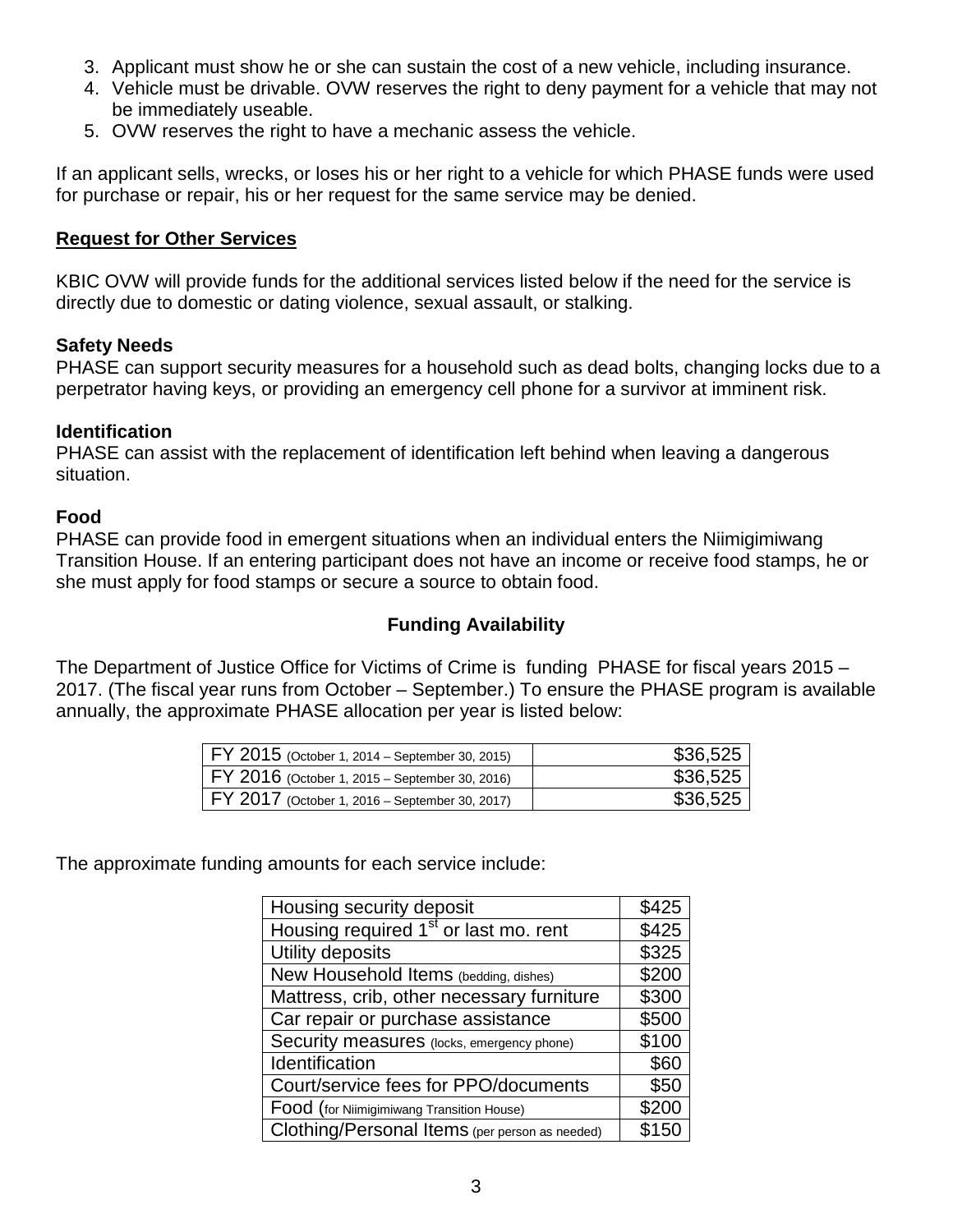3. Applicant must show he or she can sustain the cost of a new vehicle, including insurance.
4. Vehicle must be drivable. OVW reserves the right to deny payment for a vehicle that may not be immediately useable.
5. OVW reserves the right to have a mechanic assess the vehicle.

If an applicant sells, wrecks, or loses his or her right to a vehicle for which PHASE funds were used for purchase or repair, his or her request for the same service may be denied.

**Request for Other Services**

KBIC OVW will provide funds for the additional services listed below if the need for the service is directly due to domestic or dating violence, sexual assault, or stalking.

**Safety Needs**
PHASE can support security measures for a household such as dead bolts, changing locks due to a perpetrator having keys, or providing an emergency cell phone for a survivor at imminent risk.

**Identification**
PHASE can assist with the replacement of identification left behind when leaving a dangerous situation.

**Food**
PHASE can provide food in emergent situations when an individual enters the Niimigimiwang Transition House. If an entering participant does not have an income or receive food stamps, he or she must apply for food stamps or secure a source to obtain food.

**Funding Availability**

The Department of Justice Office for Victims of Crime is funding PHASE for fiscal years 2015 – 2017. (The fiscal year runs from October – September.) To ensure the PHASE program is available annually, the approximate PHASE allocation per year is listed below:

| | |
|---|---:|
| FY 2015 (October 1, 2014 – September 30, 2015) | \$36,525 |
| FY 2016 (October 1, 2015 – September 30, 2016) | \$36,525 |
| FY 2017 (October 1, 2016 – September 30, 2017) | \$36,525 |

The approximate funding amounts for each service include:

| | |
|---|---:|
| Housing security deposit | \$425 |
| Housing required 1st or last mo. rent | \$425 |
| Utility deposits | \$325 |
| New Household Items (bedding, dishes) | \$200 |
| Mattress, crib, other necessary furniture | \$300 |
| Car repair or purchase assistance | \$500 |
| Security measures (locks, emergency phone) | \$100 |
| Identification | \$60 |
| Court/service fees for PPO/documents | \$50 |
| Food (for Niimigimiwang Transition House) | \$200 |
| Clothing/Personal Items (per person as needed) | \$150 |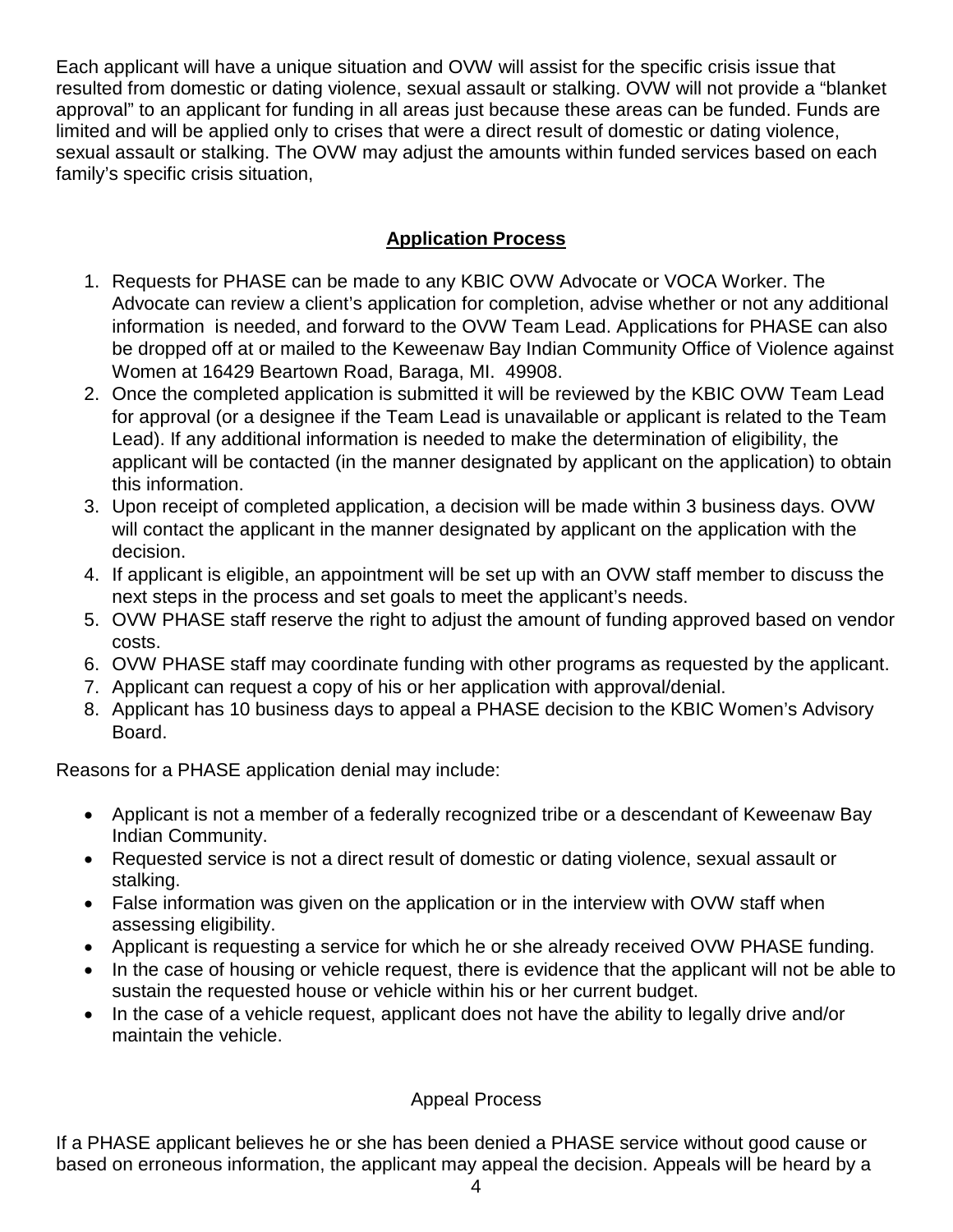Each applicant will have a unique situation and OVW will assist for the specific crisis issue that resulted from domestic or dating violence, sexual assault or stalking. OVW will not provide a "blanket approval" to an applicant for funding in all areas just because these areas can be funded. Funds are limited and will be applied only to crises that were a direct result of domestic or dating violence, sexual assault or stalking. The OVW may adjust the amounts within funded services based on each family's specific crisis situation,

## **Application Process**

1. Requests for PHASE can be made to any KBIC OVW Advocate or VOCA Worker. The Advocate can review a client's application for completion, advise whether or not any additional information is needed, and forward to the OVW Team Lead. Applications for PHASE can also be dropped off at or mailed to the Keweenaw Bay Indian Community Office of Violence against Women at 16429 Beartown Road, Baraga, MI. 49908.
2. Once the completed application is submitted it will be reviewed by the KBIC OVW Team Lead for approval (or a designee if the Team Lead is unavailable or applicant is related to the Team Lead). If any additional information is needed to make the determination of eligibility, the applicant will be contacted (in the manner designated by applicant on the application) to obtain this information.
3. Upon receipt of completed application, a decision will be made within 3 business days. OVW will contact the applicant in the manner designated by applicant on the application with the decision.
4. If applicant is eligible, an appointment will be set up with an OVW staff member to discuss the next steps in the process and set goals to meet the applicant's needs.
5. OVW PHASE staff reserve the right to adjust the amount of funding approved based on vendor costs.
6. OVW PHASE staff may coordinate funding with other programs as requested by the applicant.
7. Applicant can request a copy of his or her application with approval/denial.
8. Applicant has 10 business days to appeal a PHASE decision to the KBIC Women's Advisory Board.

Reasons for a PHASE application denial may include:

- Applicant is not a member of a federally recognized tribe or a descendant of Keweenaw Bay Indian Community.
- Requested service is not a direct result of domestic or dating violence, sexual assault or stalking.
- False information was given on the application or in the interview with OVW staff when assessing eligibility.
- Applicant is requesting a service for which he or she already received OVW PHASE funding.
- In the case of housing or vehicle request, there is evidence that the applicant will not be able to sustain the requested house or vehicle within his or her current budget.
- In the case of a vehicle request, applicant does not have the ability to legally drive and/or maintain the vehicle.

## Appeal Process

If a PHASE applicant believes he or she has been denied a PHASE service without good cause or based on erroneous information, the applicant may appeal the decision. Appeals will be heard by a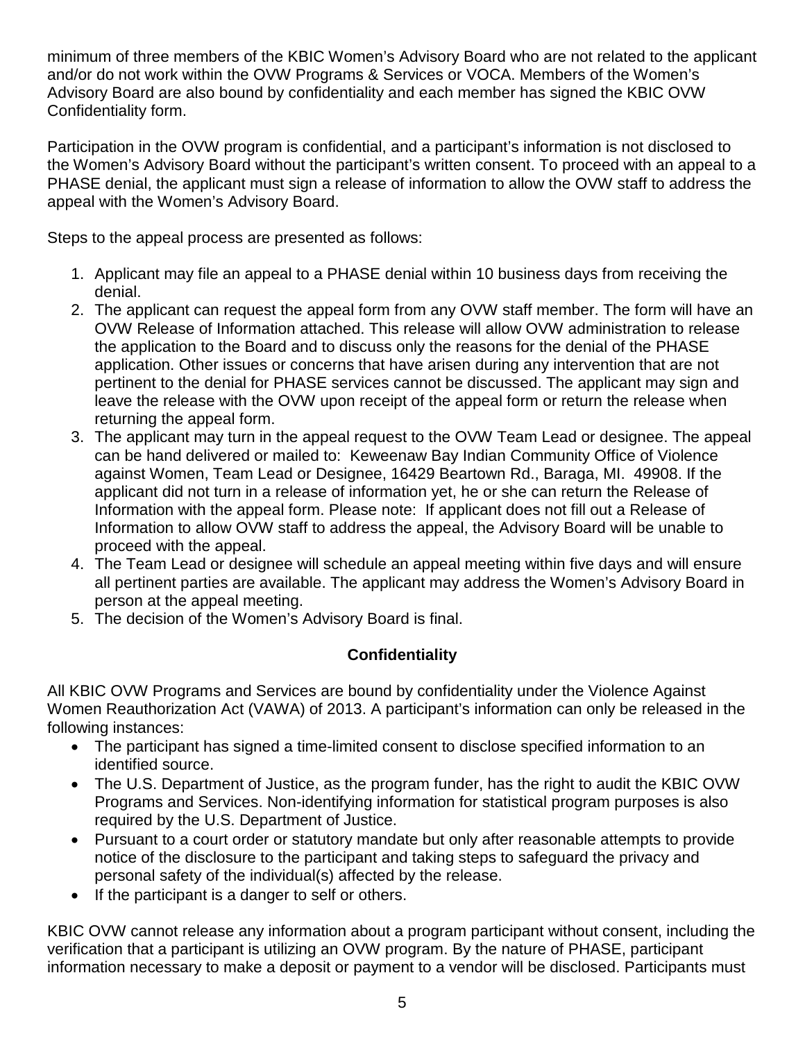minimum of three members of the KBIC Women's Advisory Board who are not related to the applicant and/or do not work within the OVW Programs & Services or VOCA. Members of the Women's Advisory Board are also bound by confidentiality and each member has signed the KBIC OVW Confidentiality form.

Participation in the OVW program is confidential, and a participant's information is not disclosed to the Women's Advisory Board without the participant's written consent. To proceed with an appeal to a PHASE denial, the applicant must sign a release of information to allow the OVW staff to address the appeal with the Women's Advisory Board.

Steps to the appeal process are presented as follows:

1. Applicant may file an appeal to a PHASE denial within 10 business days from receiving the denial.
2. The applicant can request the appeal form from any OVW staff member. The form will have an OVW Release of Information attached. This release will allow OVW administration to release the application to the Board and to discuss only the reasons for the denial of the PHASE application. Other issues or concerns that have arisen during any intervention that are not pertinent to the denial for PHASE services cannot be discussed. The applicant may sign and leave the release with the OVW upon receipt of the appeal form or return the release when returning the appeal form.
3. The applicant may turn in the appeal request to the OVW Team Lead or designee. The appeal can be hand delivered or mailed to: Keweenaw Bay Indian Community Office of Violence against Women, Team Lead or Designee, 16429 Beartown Rd., Baraga, MI. 49908. If the applicant did not turn in a release of information yet, he or she can return the Release of Information with the appeal form. Please note: If applicant does not fill out a Release of Information to allow OVW staff to address the appeal, the Advisory Board will be unable to proceed with the appeal.
4. The Team Lead or designee will schedule an appeal meeting within five days and will ensure all pertinent parties are available. The applicant may address the Women's Advisory Board in person at the appeal meeting.
5. The decision of the Women's Advisory Board is final.

## Confidentiality

All KBIC OVW Programs and Services are bound by confidentiality under the Violence Against Women Reauthorization Act (VAWA) of 2013. A participant's information can only be released in the following instances:

- The participant has signed a time-limited consent to disclose specified information to an identified source.
- The U.S. Department of Justice, as the program funder, has the right to audit the KBIC OVW Programs and Services. Non-identifying information for statistical program purposes is also required by the U.S. Department of Justice.
- Pursuant to a court order or statutory mandate but only after reasonable attempts to provide notice of the disclosure to the participant and taking steps to safeguard the privacy and personal safety of the individual(s) affected by the release.
- If the participant is a danger to self or others.

KBIC OVW cannot release any information about a program participant without consent, including the verification that a participant is utilizing an OVW program. By the nature of PHASE, participant information necessary to make a deposit or payment to a vendor will be disclosed. Participants must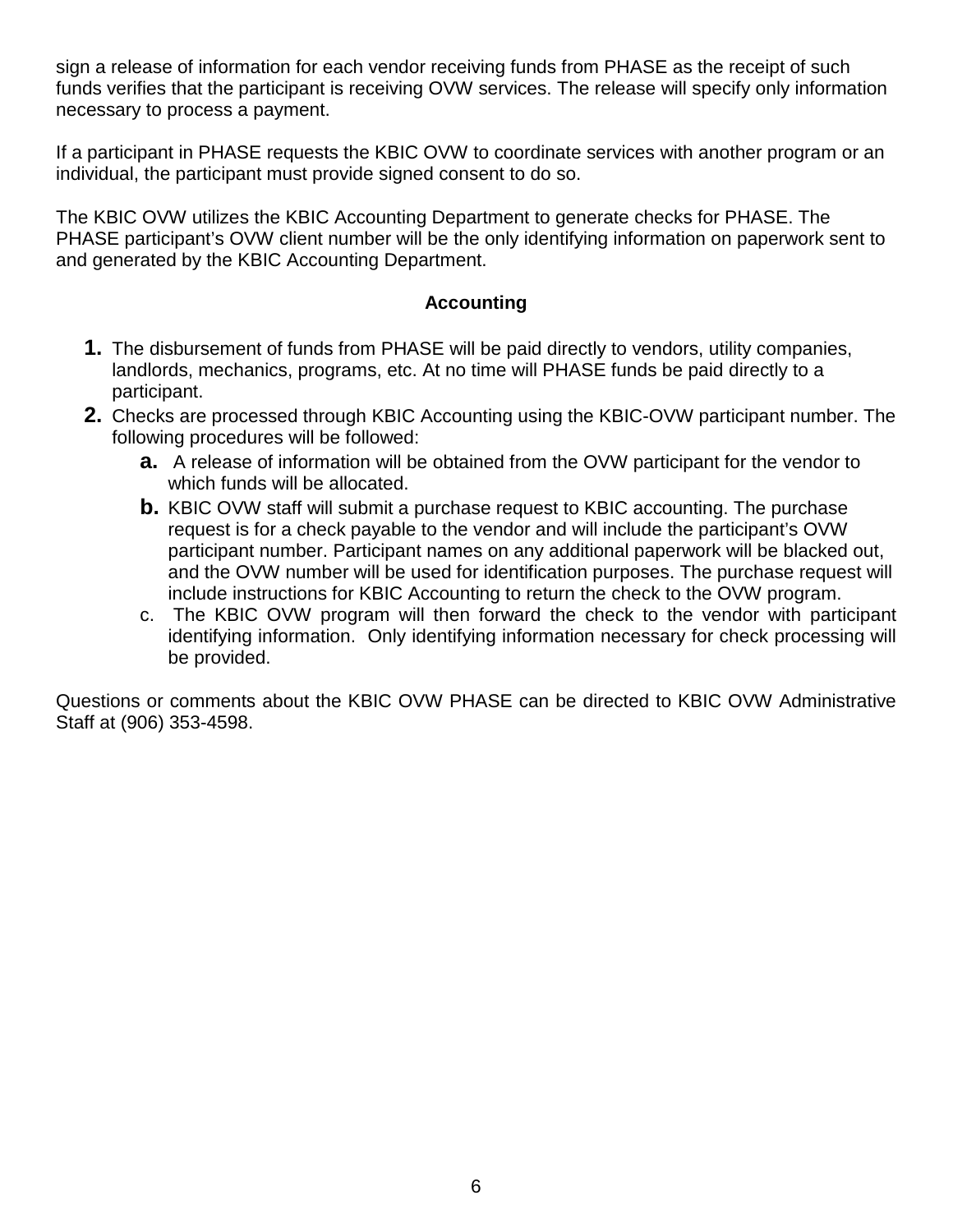sign a release of information for each vendor receiving funds from PHASE as the receipt of such funds verifies that the participant is receiving OVW services. The release will specify only information necessary to process a payment.

If a participant in PHASE requests the KBIC OVW to coordinate services with another program or an individual, the participant must provide signed consent to do so.

The KBIC OVW utilizes the KBIC Accounting Department to generate checks for PHASE. The PHASE participant's OVW client number will be the only identifying information on paperwork sent to and generated by the KBIC Accounting Department.

**Accounting**

1. The disbursement of funds from PHASE will be paid directly to vendors, utility companies, landlords, mechanics, programs, etc. At no time will PHASE funds be paid directly to a participant.
2. Checks are processed through KBIC Accounting using the KBIC-OVW participant number. The following procedures will be followed:
   a. A release of information will be obtained from the OVW participant for the vendor to which funds will be allocated.
   b. KBIC OVW staff will submit a purchase request to KBIC accounting. The purchase request is for a check payable to the vendor and will include the participant's OVW participant number. Participant names on any additional paperwork will be blacked out, and the OVW number will be used for identification purposes. The purchase request will include instructions for KBIC Accounting to return the check to the OVW program.
   c. The KBIC OVW program will then forward the check to the vendor with participant identifying information. Only identifying information necessary for check processing will be provided.

Questions or comments about the KBIC OVW PHASE can be directed to KBIC OVW Administrative Staff at (906) 353-4598.